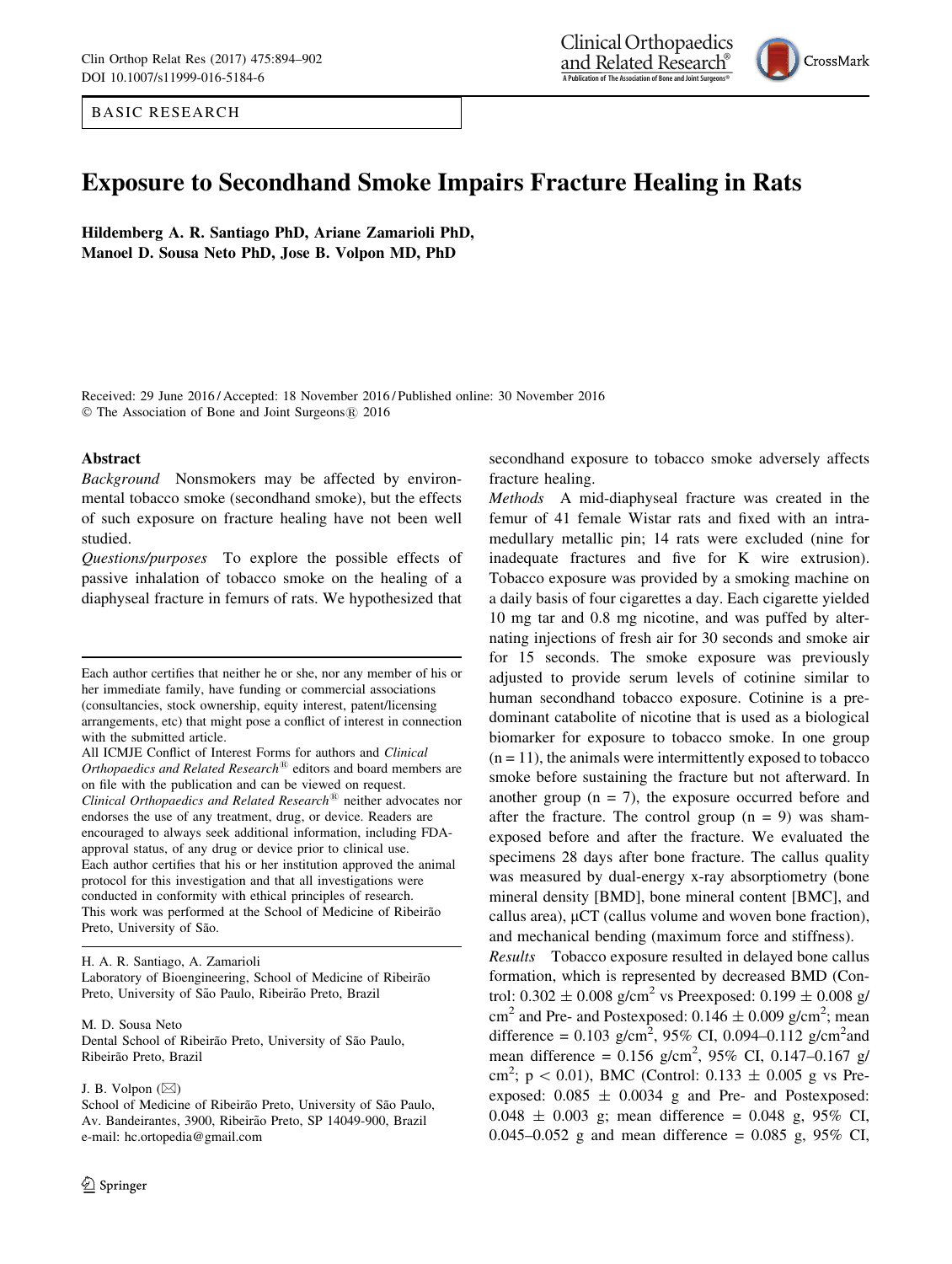BASIC RESEARCH

# Exposure to Secondhand Smoke Impairs Fracture Healing in Rats

**Hildemberg A. R. Santiago PhD, Ariane Zamarioli PhD, Manoel D. Sousa Neto PhD, Jose B. Volpon MD, PhD**

Received: 29 June 2016 / Accepted: 18 November 2016 / Published online: 30 November 2016
© The Association of Bone and Joint Surgeons® 2016

## Abstract

*Background* Nonsmokers may be affected by environmental tobacco smoke (secondhand smoke), but the effects of such exposure on fracture healing have not been well studied.

*Questions/purposes* To explore the possible effects of passive inhalation of tobacco smoke on the healing of a diaphyseal fracture in femurs of rats. We hypothesized that secondhand exposure to tobacco smoke adversely affects fracture healing.

*Methods* A mid-diaphyseal fracture was created in the femur of 41 female Wistar rats and fixed with an intramedullary metallic pin; 14 rats were excluded (nine for inadequate fractures and five for K wire extrusion). Tobacco exposure was provided by a smoking machine on a daily basis of four cigarettes a day. Each cigarette yielded 10 mg tar and 0.8 mg nicotine, and was puffed by alternating injections of fresh air for 30 seconds and smoke air for 15 seconds. The smoke exposure was previously adjusted to provide serum levels of cotinine similar to human secondhand tobacco exposure. Cotinine is a predominant catabolite of nicotine that is used as a biological biomarker for exposure to tobacco smoke. In one group (n = 11), the animals were intermittently exposed to tobacco smoke before sustaining the fracture but not afterward. In another group (n = 7), the exposure occurred before and after the fracture. The control group (n = 9) was sham-exposed before and after the fracture. We evaluated the specimens 28 days after bone fracture. The callus quality was measured by dual-energy x-ray absorptiometry (bone mineral density [BMD], bone mineral content [BMC], and callus area), µCT (callus volume and woven bone fraction), and mechanical bending (maximum force and stiffness).

*Results* Tobacco exposure resulted in delayed bone callus formation, which is represented by decreased BMD (Control: 0.302 ± 0.008 g/cm$^2$ vs Preexposed: 0.199 ± 0.008 g/cm$^2$ and Pre- and Postexposed: 0.146 ± 0.009 g/cm$^2$; mean difference = 0.103 g/cm$^2$, 95% CI, 0.094–0.112 g/cm$^2$ and mean difference = 0.156 g/cm$^2$, 95% CI, 0.147–0.167 g/cm$^2$; $p < 0.01$), BMC (Control: 0.133 ± 0.005 g vs Preexposed: 0.085 ± 0.0034 g and Pre- and Postexposed: 0.048 ± 0.003 g; mean difference = 0.048 g, 95% CI, 0.045–0.052 g and mean difference = 0.085 g, 95% CI,

---

Each author certifies that neither he or she, nor any member of his or her immediate family, have funding or commercial associations (consultancies, stock ownership, equity interest, patent/licensing arrangements, etc) that might pose a conflict of interest in connection with the submitted article.
All ICMJE Conflict of Interest Forms for authors and *Clinical Orthopaedics and Related Research*® editors and board members are on file with the publication and can be viewed on request.
*Clinical Orthopaedics and Related Research*® neither advocates nor endorses the use of any treatment, drug, or device. Readers are encouraged to always seek additional information, including FDA-approval status, of any drug or device prior to clinical use.
Each author certifies that his or her institution approved the animal protocol for this investigation and that all investigations were conducted in conformity with ethical principles of research.
This work was performed at the School of Medicine of Ribeirão Preto, University of São.

H. A. R. Santiago, A. Zamarioli
Laboratory of Bioengineering, School of Medicine of Ribeirão Preto, University of São Paulo, Ribeirão Preto, Brazil

M. D. Sousa Neto
Dental School of Ribeirão Preto, University of São Paulo, Ribeirão Preto, Brazil

J. B. Volpon (✉)
School of Medicine of Ribeirão Preto, University of São Paulo, Av. Bandeirantes, 3900, Ribeirão Preto, SP 14049-900, Brazil
e-mail: hc.ortopedia@gmail.com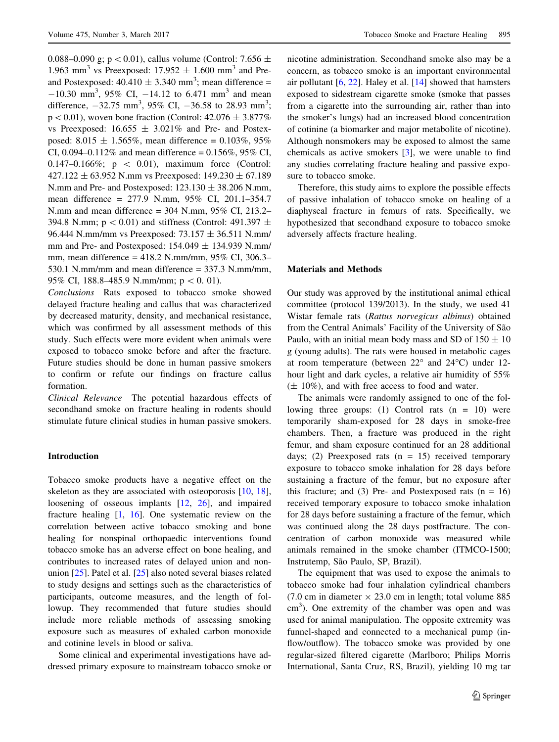0.088–0.090 g; $p < 0.01$), callus volume (Control: $7.656 \pm 1.963$ mm$^3$ vs Preexposed: $17.952 \pm 1.600$ mm$^3$ and Pre- and Postexposed: $40.410 \pm 3.340$ mm$^3$; mean difference = $-10.30$ mm$^3$, 95% CI, $-14.12$ to 6.471 mm$^3$ and mean difference, $-32.75$ mm$^3$, 95% CI, $-36.58$ to 28.93 mm$^3$; $p < 0.01$), woven bone fraction (Control: $42.076 \pm 3.877\%$ vs Preexposed: $16.655 \pm 3.021\%$ and Pre- and Postexposed: $8.015 \pm 1.565\%$, mean difference = 0.103%, 95% CI, 0.094–0.112% and mean difference = 0.156%, 95% CI, 0.147–0.166%; $p < 0.01$), maximum force (Control: $427.122 \pm 63.952$ N.mm vs Preexposed: $149.230 \pm 67.189$ N.mm and Pre- and Postexposed: $123.130 \pm 38.206$ N.mm, mean difference = 277.9 N.mm, 95% CI, 201.1–354.7 N.mm and mean difference = 304 N.mm, 95% CI, 213.2–394.8 N.mm; $p < 0.01$) and stiffness (Control: $491.397 \pm 96.444$ N.mm/mm vs Preexposed: $73.157 \pm 36.511$ N.mm/mm and Pre- and Postexposed: $154.049 \pm 134.939$ N.mm/mm, mean difference = 418.2 N.mm/mm, 95% CI, 306.3–530.1 N.mm/mm and mean difference = 337.3 N.mm/mm, 95% CI, 188.8–485.9 N.mm/mm; $p < 0.01$).

*Conclusions* Rats exposed to tobacco smoke showed delayed fracture healing and callus that was characterized by decreased maturity, density, and mechanical resistance, which was confirmed by all assessment methods of this study. Such effects were more evident when animals were exposed to tobacco smoke before and after the fracture. Future studies should be done in human passive smokers to confirm or refute our findings on fracture callus formation.

*Clinical Relevance* The potential hazardous effects of secondhand smoke on fracture healing in rodents should stimulate future clinical studies in human passive smokers.

## Introduction

Tobacco smoke products have a negative effect on the skeleton as they are associated with osteoporosis [10, 18], loosening of osseous implants [12, 26], and impaired fracture healing [1, 16]. One systematic review on the correlation between active tobacco smoking and bone healing for nonspinal orthopaedic interventions found tobacco smoke has an adverse effect on bone healing, and contributes to increased rates of delayed union and nonunion [25]. Patel et al. [25] also noted several biases related to study designs and settings such as the characteristics of participants, outcome measures, and the length of followup. They recommended that future studies should include more reliable methods of assessing smoking exposure such as measures of exhaled carbon monoxide and cotinine levels in blood or saliva.

Some clinical and experimental investigations have addressed primary exposure to mainstream tobacco smoke or nicotine administration. Secondhand smoke also may be a concern, as tobacco smoke is an important environmental air pollutant [6, 22]. Haley et al. [14] showed that hamsters exposed to sidestream cigarette smoke (smoke that passes from a cigarette into the surrounding air, rather than into the smoker's lungs) had an increased blood concentration of cotinine (a biomarker and major metabolite of nicotine). Although nonsmokers may be exposed to almost the same chemicals as active smokers [3], we were unable to find any studies correlating fracture healing and passive exposure to tobacco smoke.

Therefore, this study aims to explore the possible effects of passive inhalation of tobacco smoke on healing of a diaphyseal fracture in femurs of rats. Specifically, we hypothesized that secondhand exposure to tobacco smoke adversely affects fracture healing.

## Materials and Methods

Our study was approved by the institutional animal ethical committee (protocol 139/2013). In the study, we used 41 Wistar female rats (*Rattus norvegicus albinus*) obtained from the Central Animals' Facility of the University of São Paulo, with an initial mean body mass and SD of $150 \pm 10$ g (young adults). The rats were housed in metabolic cages at room temperature (between 22° and 24°C) under 12-hour light and dark cycles, a relative air humidity of 55% ($\pm$ 10%), and with free access to food and water.

The animals were randomly assigned to one of the following three groups: (1) Control rats (n = 10) were temporarily sham-exposed for 28 days in smoke-free chambers. Then, a fracture was produced in the right femur, and sham exposure continued for an 28 additional days; (2) Preexposed rats (n = 15) received temporary exposure to tobacco smoke inhalation for 28 days before sustaining a fracture of the femur, but no exposure after this fracture; and (3) Pre- and Postexposed rats (n = 16) received temporary exposure to tobacco smoke inhalation for 28 days before sustaining a fracture of the femur, which was continued along the 28 days postfracture. The concentration of carbon monoxide was measured while animals remained in the smoke chamber (ITMCO-1500; Instrutemp, São Paulo, SP, Brazil).

The equipment that was used to expose the animals to tobacco smoke had four inhalation cylindrical chambers (7.0 cm in diameter $\times$ 23.0 cm in length; total volume 885 cm$^3$). One extremity of the chamber was open and was used for animal manipulation. The opposite extremity was funnel-shaped and connected to a mechanical pump (inflow/outflow). The tobacco smoke was provided by one regular-sized filtered cigarette (Marlboro; Philips Morris International, Santa Cruz, RS, Brazil), yielding 10 mg tar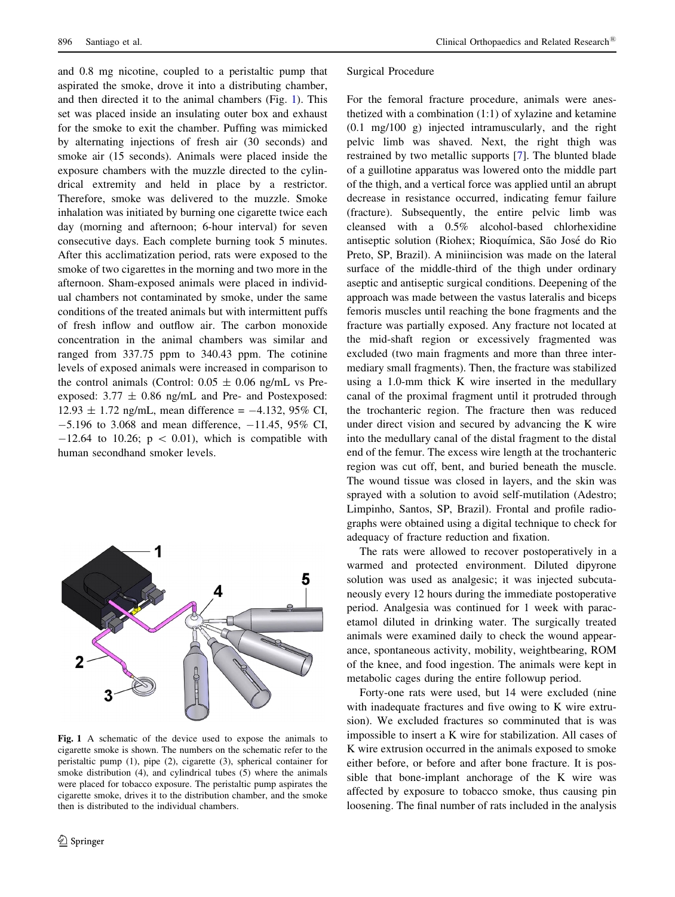and 0.8 mg nicotine, coupled to a peristaltic pump that aspirated the smoke, drove it into a distributing chamber, and then directed it to the animal chambers (Fig. 1). This set was placed inside an insulating outer box and exhaust for the smoke to exit the chamber. Puffing was mimicked by alternating injections of fresh air (30 seconds) and smoke air (15 seconds). Animals were placed inside the exposure chambers with the muzzle directed to the cylindrical extremity and held in place by a restrictor. Therefore, smoke was delivered to the muzzle. Smoke inhalation was initiated by burning one cigarette twice each day (morning and afternoon; 6-hour interval) for seven consecutive days. Each complete burning took 5 minutes. After this acclimatization period, rats were exposed to the smoke of two cigarettes in the morning and two more in the afternoon. Sham-exposed animals were placed in individual chambers not contaminated by smoke, under the same conditions of the treated animals but with intermittent puffs of fresh inflow and outflow air. The carbon monoxide concentration in the animal chambers was similar and ranged from 337.75 ppm to 340.43 ppm. The cotinine levels of exposed animals were increased in comparison to the control animals (Control: $0.05 \pm 0.06$ ng/mL vs Preexposed: $3.77 \pm 0.86$ ng/mL and Pre- and Postexposed: $12.93 \pm 1.72$ ng/mL, mean difference = −4.132, 95% CI, −5.196 to 3.068 and mean difference, −11.45, 95% CI, −12.64 to 10.26; $p < 0.01$), which is compatible with human secondhand smoker levels.

Fig. 1 A schematic of the device used to expose the animals to cigarette smoke is shown. The numbers on the schematic refer to the peristaltic pump (1), pipe (2), cigarette (3), spherical container for smoke distribution (4), and cylindrical tubes (5) where the animals were placed for tobacco exposure. The peristaltic pump aspirates the cigarette smoke, drives it to the distribution chamber, and the smoke then is distributed to the individual chambers.

### Surgical Procedure

For the femoral fracture procedure, animals were anesthetized with a combination (1:1) of xylazine and ketamine (0.1 mg/100 g) injected intramuscularly, and the right pelvic limb was shaved. Next, the right thigh was restrained by two metallic supports [7]. The blunted blade of a guillotine apparatus was lowered onto the middle part of the thigh, and a vertical force was applied until an abrupt decrease in resistance occurred, indicating femur failure (fracture). Subsequently, the entire pelvic limb was cleansed with a 0.5% alcohol-based chlorhexidine antiseptic solution (Riohex; Rioquímica, São José do Rio Preto, SP, Brazil). A miniincision was made on the lateral surface of the middle-third of the thigh under ordinary aseptic and antiseptic surgical conditions. Deepening of the approach was made between the vastus lateralis and biceps femoris muscles until reaching the bone fragments and the fracture was partially exposed. Any fracture not located at the mid-shaft region or excessively fragmented was excluded (two main fragments and more than three intermediary small fragments). Then, the fracture was stabilized using a 1.0-mm thick K wire inserted in the medullary canal of the proximal fragment until it protruded through the trochanteric region. The fracture then was reduced under direct vision and secured by advancing the K wire into the medullary canal of the distal fragment to the distal end of the femur. The excess wire length at the trochanteric region was cut off, bent, and buried beneath the muscle. The wound tissue was closed in layers, and the skin was sprayed with a solution to avoid self-mutilation (Adestro; Limpinho, Santos, SP, Brazil). Frontal and profile radiographs were obtained using a digital technique to check for adequacy of fracture reduction and fixation.

The rats were allowed to recover postoperatively in a warmed and protected environment. Diluted dipyrone solution was used as analgesic; it was injected subcutaneously every 12 hours during the immediate postoperative period. Analgesia was continued for 1 week with paracetamol diluted in drinking water. The surgically treated animals were examined daily to check the wound appearance, spontaneous activity, mobility, weightbearing, ROM of the knee, and food ingestion. The animals were kept in metabolic cages during the entire followup period.

Forty-one rats were used, but 14 were excluded (nine with inadequate fractures and five owing to K wire extrusion). We excluded fractures so comminuted that is was impossible to insert a K wire for stabilization. All cases of K wire extrusion occurred in the animals exposed to smoke either before, or before and after bone fracture. It is possible that bone-implant anchorage of the K wire was affected by exposure to tobacco smoke, thus causing pin loosening. The final number of rats included in the analysis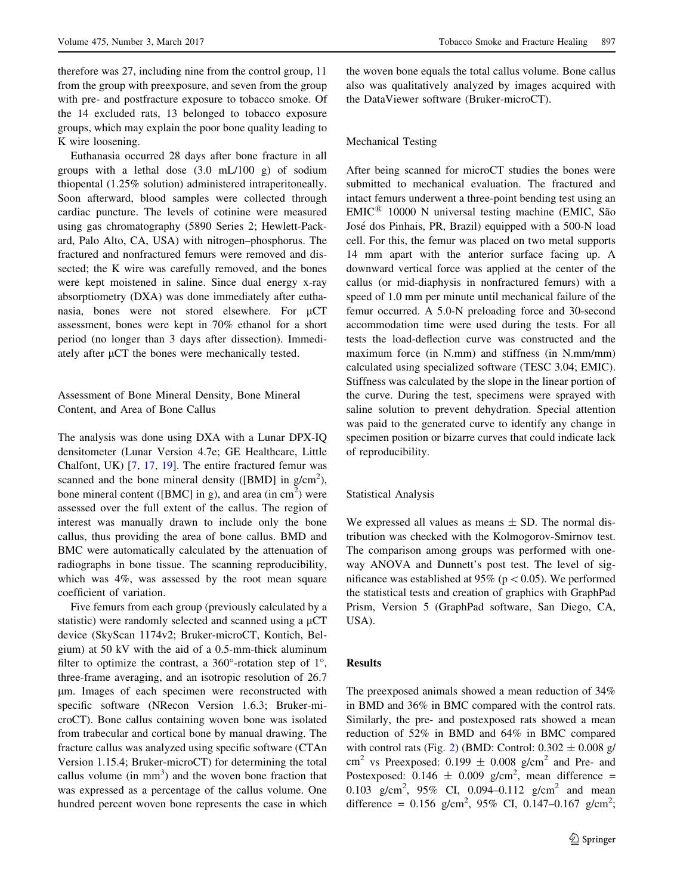therefore was 27, including nine from the control group, 11 from the group with preexposure, and seven from the group with pre- and postfracture exposure to tobacco smoke. Of the 14 excluded rats, 13 belonged to tobacco exposure groups, which may explain the poor bone quality leading to K wire loosening.

Euthanasia occurred 28 days after bone fracture in all groups with a lethal dose (3.0 mL/100 g) of sodium thiopental (1.25% solution) administered intraperitoneally. Soon afterward, blood samples were collected through cardiac puncture. The levels of cotinine were measured using gas chromatography (5890 Series 2; Hewlett-Packard, Palo Alto, CA, USA) with nitrogen–phosphorus. The fractured and nonfractured femurs were removed and dissected; the K wire was carefully removed, and the bones were kept moistened in saline. Since dual energy x-ray absorptiometry (DXA) was done immediately after euthanasia, bones were not stored elsewhere. For μCT assessment, bones were kept in 70% ethanol for a short period (no longer than 3 days after dissection). Immediately after μCT the bones were mechanically tested.

### Assessment of Bone Mineral Density, Bone Mineral Content, and Area of Bone Callus

The analysis was done using DXA with a Lunar DPX-IQ densitometer (Lunar Version 4.7e; GE Healthcare, Little Chalfont, UK) [7, 17, 19]. The entire fractured femur was scanned and the bone mineral density ([BMD] in $g/cm^2$), bone mineral content ([BMC] in g), and area (in $cm^2$) were assessed over the full extent of the callus. The region of interest was manually drawn to include only the bone callus, thus providing the area of bone callus. BMD and BMC were automatically calculated by the attenuation of radiographs in bone tissue. The scanning reproducibility, which was 4%, was assessed by the root mean square coefficient of variation.

Five femurs from each group (previously calculated by a statistic) were randomly selected and scanned using a μCT device (SkyScan 1174v2; Bruker-microCT, Kontich, Belgium) at 50 kV with the aid of a 0.5-mm-thick aluminum filter to optimize the contrast, a 360°-rotation step of 1°, three-frame averaging, and an isotropic resolution of 26.7 μm. Images of each specimen were reconstructed with specific software (NRecon Version 1.6.3; Bruker-microCT). Bone callus containing woven bone was isolated from trabecular and cortical bone by manual drawing. The fracture callus was analyzed using specific software (CTAn Version 1.15.4; Bruker-microCT) for determining the total callus volume (in $mm^3$) and the woven bone fraction that was expressed as a percentage of the callus volume. One hundred percent woven bone represents the case in which the woven bone equals the total callus volume. Bone callus also was qualitatively analyzed by images acquired with the DataViewer software (Bruker-microCT).

### Mechanical Testing

After being scanned for microCT studies the bones were submitted to mechanical evaluation. The fractured and intact femurs underwent a three-point bending test using an EMIC® 10000 N universal testing machine (EMIC, São José dos Pinhais, PR, Brazil) equipped with a 500-N load cell. For this, the femur was placed on two metal supports 14 mm apart with the anterior surface facing up. A downward vertical force was applied at the center of the callus (or mid-diaphysis in nonfractured femurs) with a speed of 1.0 mm per minute until mechanical failure of the femur occurred. A 5.0-N preloading force and 30-second accommodation time were used during the tests. For all tests the load-deflection curve was constructed and the maximum force (in N.mm) and stiffness (in N.mm/mm) calculated using specialized software (TESC 3.04; EMIC). Stiffness was calculated by the slope in the linear portion of the curve. During the test, specimens were sprayed with saline solution to prevent dehydration. Special attention was paid to the generated curve to identify any change in specimen position or bizarre curves that could indicate lack of reproducibility.

### Statistical Analysis

We expressed all values as means ± SD. The normal distribution was checked with the Kolmogorov-Smirnov test. The comparison among groups was performed with one-way ANOVA and Dunnett's post test. The level of significance was established at 95% ($p < 0.05$). We performed the statistical tests and creation of graphics with GraphPad Prism, Version 5 (GraphPad software, San Diego, CA, USA).

## Results

The preexposed animals showed a mean reduction of 34% in BMD and 36% in BMC compared with the control rats. Similarly, the pre- and postexposed rats showed a mean reduction of 52% in BMD and 64% in BMC compared with control rats (Fig. 2) (BMD: Control: 0.302 ± 0.008 $g/cm^2$ vs Preexposed: 0.199 ± 0.008 $g/cm^2$ and Pre- and Postexposed: 0.146 ± 0.009 $g/cm^2$, mean difference = 0.103 $g/cm^2$, 95% CI, 0.094–0.112 $g/cm^2$ and mean difference = 0.156 $g/cm^2$, 95% CI, 0.147–0.167 $g/cm^2$;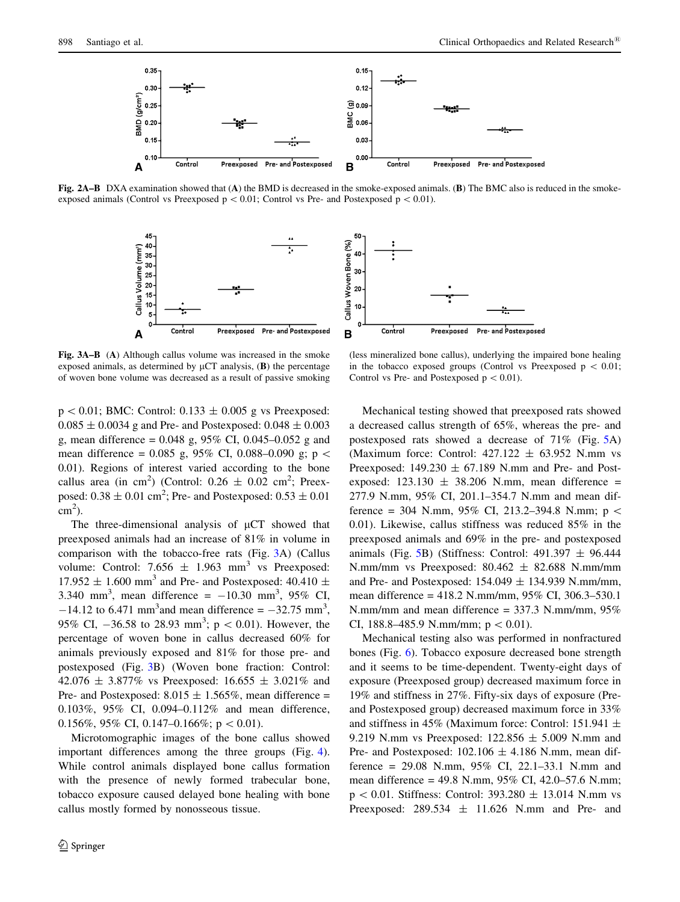**Fig. 2A–B** DXA examination showed that (**A**) the BMD is decreased in the smoke-exposed animals. (**B**) The BMC also is reduced in the smoke-exposed animals (Control vs Preexposed $p < 0.01$; Control vs Pre- and Postexposed $p < 0.01$).

**Fig. 3A–B** (**A**) Although callus volume was increased in the smoke exposed animals, as determined by μCT analysis, (**B**) the percentage of woven bone volume was decreased as a result of passive smoking (less mineralized bone callus), underlying the impaired bone healing in the tobacco exposed groups (Control vs Preexposed $p < 0.01$; Control vs Pre- and Postexposed $p < 0.01$).

$p < 0.01$; BMC: Control: 0.133 ± 0.005 g vs Preexposed: 0.085 ± 0.0034 g and Pre- and Postexposed: 0.048 ± 0.003 g, mean difference = 0.048 g, 95% CI, 0.045–0.052 g and mean difference = 0.085 g, 95% CI, 0.088–0.090 g; $p < 0.01$). Regions of interest varied according to the bone callus area (in $cm^2$) (Control: 0.26 ± 0.02 $cm^2$; Preexposed: 0.38 ± 0.01 $cm^2$; Pre- and Postexposed: 0.53 ± 0.01 $cm^2$).

The three-dimensional analysis of μCT showed that preexposed animals had an increase of 81% in volume in comparison with the tobacco-free rats (Fig. 3A) (Callus volume: Control: 7.656 ± 1.963 $mm^3$ vs Preexposed: 17.952 ± 1.600 $mm^3$ and Pre- and Postexposed: 40.410 ± 3.340 $mm^3$, mean difference = −10.30 $mm^3$, 95% CI, −14.12 to 6.471 $mm^3$ and mean difference = −32.75 $mm^3$, 95% CI, −36.58 to 28.93 $mm^3$; $p < 0.01$). However, the percentage of woven bone in callus decreased 60% for animals previously exposed and 81% for those pre- and postexposed (Fig. 3B) (Woven bone fraction: Control: 42.076 ± 3.877% vs Preexposed: 16.655 ± 3.021% and Pre- and Postexposed: 8.015 ± 1.565%, mean difference = 0.103%, 95% CI, 0.094–0.112% and mean difference, 0.156%, 95% CI, 0.147–0.166%; $p < 0.01$).

Microtomographic images of the bone callus showed important differences among the three groups (Fig. 4). While control animals displayed bone callus formation with the presence of newly formed trabecular bone, tobacco exposure caused delayed bone healing with bone callus mostly formed by nonosseous tissue.

Mechanical testing showed that preexposed rats showed a decreased callus strength of 65%, whereas the pre- and postexposed rats showed a decrease of 71% (Fig. 5A) (Maximum force: Control: 427.122 ± 63.952 N.mm vs Preexposed: 149.230 ± 67.189 N.mm and Pre- and Postexposed: 123.130 ± 38.206 N.mm, mean difference = 277.9 N.mm, 95% CI, 201.1–354.7 N.mm and mean difference = 304 N.mm, 95% CI, 213.2–394.8 N.mm; $p < 0.01$). Likewise, callus stiffness was reduced 85% in the preexposed animals and 69% in the pre- and postexposed animals (Fig. 5B) (Stiffness: Control: 491.397 ± 96.444 N.mm/mm vs Preexposed: 80.462 ± 82.688 N.mm/mm and Pre- and Postexposed: 154.049 ± 134.939 N.mm/mm, mean difference = 418.2 N.mm/mm, 95% CI, 306.3–530.1 N.mm/mm and mean difference = 337.3 N.mm/mm, 95% CI, 188.8–485.9 N.mm/mm; $p < 0.01$).

Mechanical testing also was performed in nonfractured bones (Fig. 6). Tobacco exposure decreased bone strength and it seems to be time-dependent. Twenty-eight days of exposure (Preexposed group) decreased maximum force in 19% and stiffness in 27%. Fifty-six days of exposure (Pre- and Postexposed group) decreased maximum force in 33% and stiffness in 45% (Maximum force: Control: 151.941 ± 9.219 N.mm vs Preexposed: 122.856 ± 5.009 N.mm and Pre- and Postexposed: 102.106 ± 4.186 N.mm, mean difference = 29.08 N.mm, 95% CI, 22.1–33.1 N.mm and mean difference = 49.8 N.mm, 95% CI, 42.0–57.6 N.mm; $p < 0.01$. Stiffness: Control: 393.280 ± 13.014 N.mm vs Preexposed: 289.534 ± 11.626 N.mm and Pre- and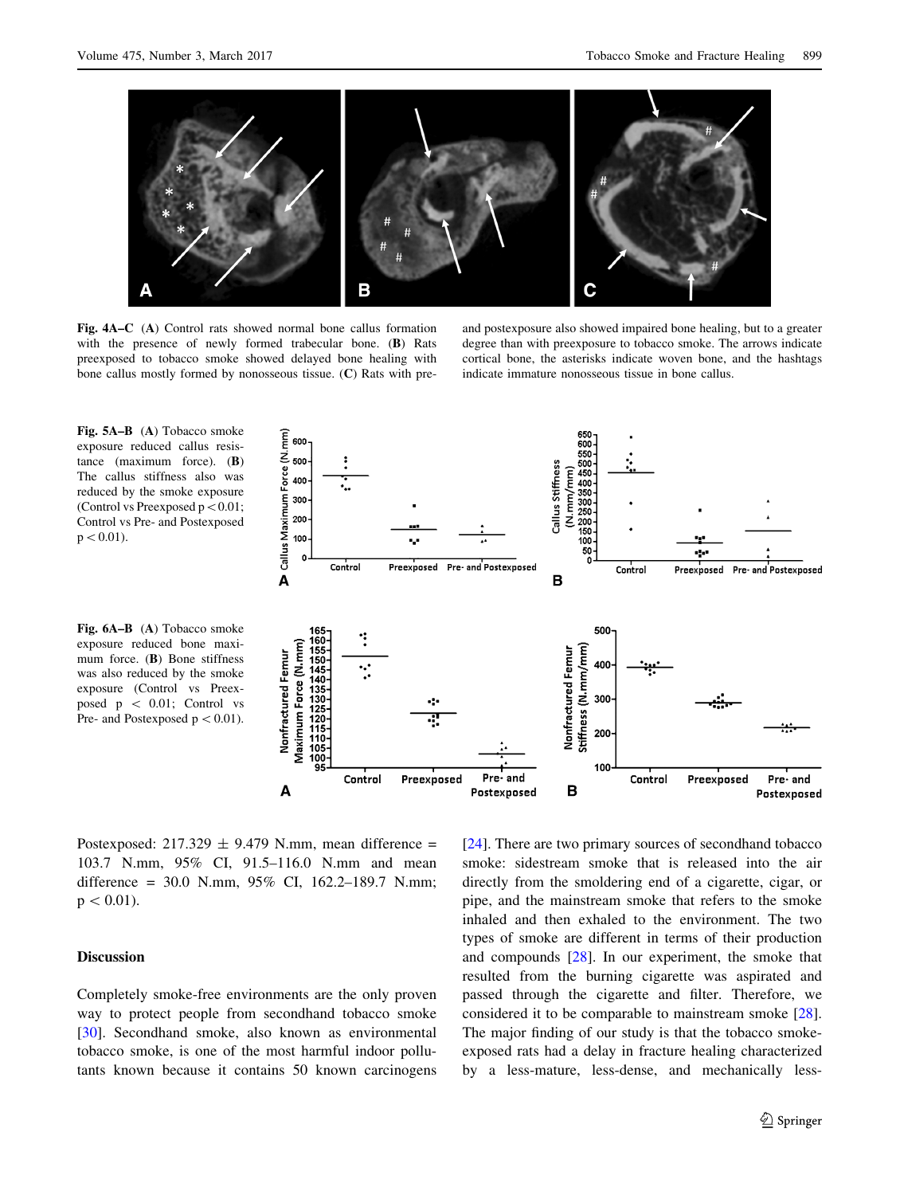**Fig. 4A–C** (**A**) Control rats showed normal bone callus formation with the presence of newly formed trabecular bone. (**B**) Rats preexposed to tobacco smoke showed delayed bone healing with bone callus mostly formed by nonosseous tissue. (**C**) Rats with pre- and postexposure also showed impaired bone healing, but to a greater degree than with preexposure to tobacco smoke. The arrows indicate cortical bone, the asterisks indicate woven bone, and the hashtags indicate immature nonosseous tissue in bone callus.

**Fig. 5A–B** (**A**) Tobacco smoke exposure reduced callus resistance (maximum force). (**B**) The callus stiffness also was reduced by the smoke exposure (Control vs Preexposed $p < 0.01$; Control vs Pre- and Postexposed $p < 0.01$).

**Fig. 6A–B** (**A**) Tobacco smoke exposure reduced bone maximum force. (**B**) Bone stiffness was also reduced by the smoke exposure (Control vs Preexposed $p < 0.01$; Control vs Pre- and Postexposed $p < 0.01$).

Postexposed: 217.329 ± 9.479 N.mm, mean difference = 103.7 N.mm, 95% CI, 91.5–116.0 N.mm and mean difference = 30.0 N.mm, 95% CI, 162.2–189.7 N.mm; $p < 0.01$).

## Discussion

Completely smoke-free environments are the only proven way to protect people from secondhand tobacco smoke [30]. Secondhand smoke, also known as environmental tobacco smoke, is one of the most harmful indoor pollutants known because it contains 50 known carcinogens [24]. There are two primary sources of secondhand tobacco smoke: sidestream smoke that is released into the air directly from the smoldering end of a cigarette, cigar, or pipe, and the mainstream smoke that refers to the smoke inhaled and then exhaled to the environment. The two types of smoke are different in terms of their production and compounds [28]. In our experiment, the smoke that resulted from the burning cigarette was aspirated and passed through the cigarette and filter. Therefore, we considered it to be comparable to mainstream smoke [28]. The major finding of our study is that the tobacco smoke-exposed rats had a delay in fracture healing characterized by a less-mature, less-dense, and mechanically less-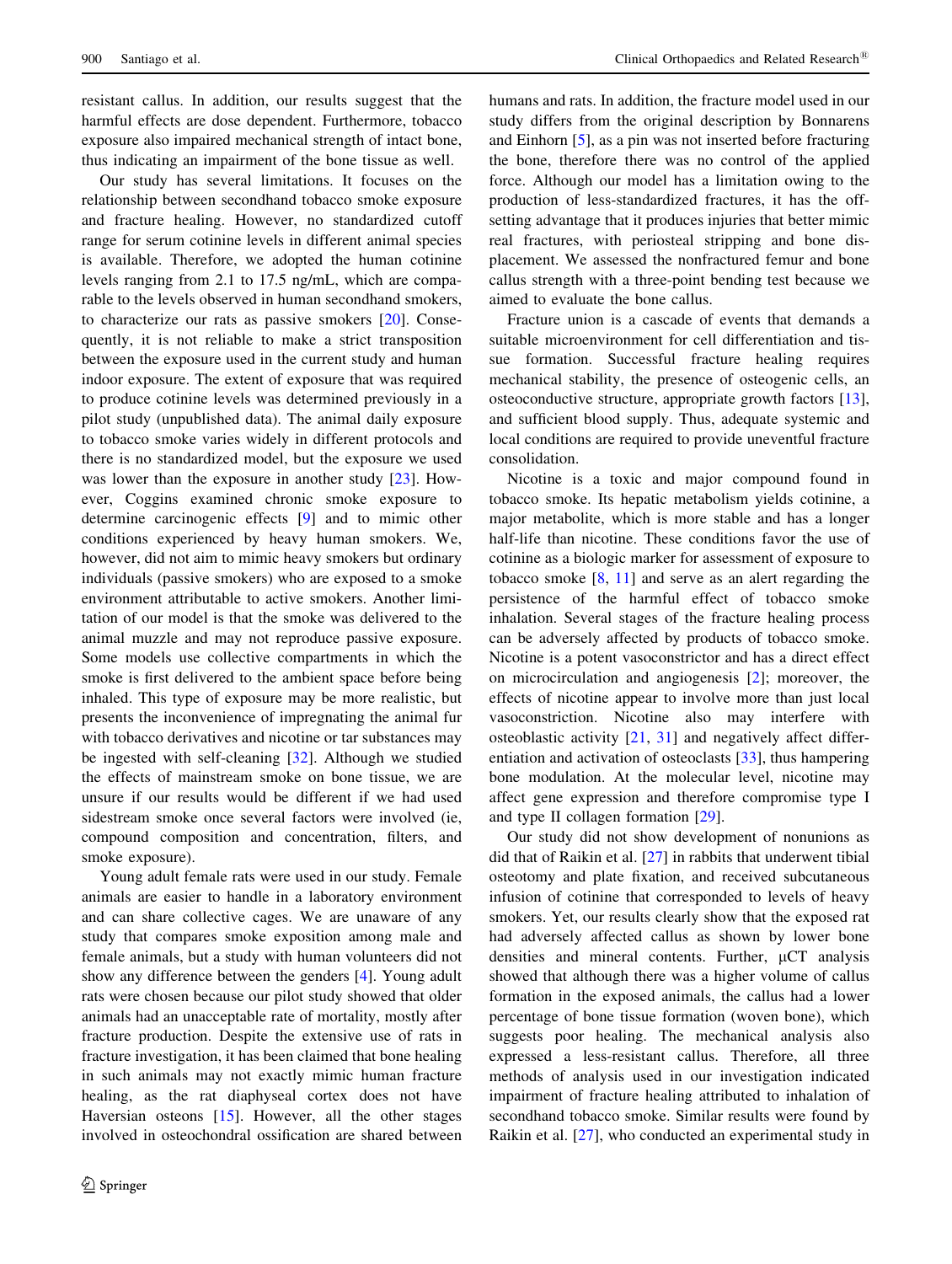resistant callus. In addition, our results suggest that the harmful effects are dose dependent. Furthermore, tobacco exposure also impaired mechanical strength of intact bone, thus indicating an impairment of the bone tissue as well.

Our study has several limitations. It focuses on the relationship between secondhand tobacco smoke exposure and fracture healing. However, no standardized cutoff range for serum cotinine levels in different animal species is available. Therefore, we adopted the human cotinine levels ranging from 2.1 to 17.5 ng/mL, which are comparable to the levels observed in human secondhand smokers, to characterize our rats as passive smokers [20]. Consequently, it is not reliable to make a strict transposition between the exposure used in the current study and human indoor exposure. The extent of exposure that was required to produce cotinine levels was determined previously in a pilot study (unpublished data). The animal daily exposure to tobacco smoke varies widely in different protocols and there is no standardized model, but the exposure we used was lower than the exposure in another study [23]. However, Coggins examined chronic smoke exposure to determine carcinogenic effects [9] and to mimic other conditions experienced by heavy human smokers. We, however, did not aim to mimic heavy smokers but ordinary individuals (passive smokers) who are exposed to a smoke environment attributable to active smokers. Another limitation of our model is that the smoke was delivered to the animal muzzle and may not reproduce passive exposure. Some models use collective compartments in which the smoke is first delivered to the ambient space before being inhaled. This type of exposure may be more realistic, but presents the inconvenience of impregnating the animal fur with tobacco derivatives and nicotine or tar substances may be ingested with self-cleaning [32]. Although we studied the effects of mainstream smoke on bone tissue, we are unsure if our results would be different if we had used sidestream smoke once several factors were involved (ie, compound composition and concentration, filters, and smoke exposure).

Young adult female rats were used in our study. Female animals are easier to handle in a laboratory environment and can share collective cages. We are unaware of any study that compares smoke exposition among male and female animals, but a study with human volunteers did not show any difference between the genders [4]. Young adult rats were chosen because our pilot study showed that older animals had an unacceptable rate of mortality, mostly after fracture production. Despite the extensive use of rats in fracture investigation, it has been claimed that bone healing in such animals may not exactly mimic human fracture healing, as the rat diaphyseal cortex does not have Haversian osteons [15]. However, all the other stages involved in osteochondral ossification are shared between humans and rats. In addition, the fracture model used in our study differs from the original description by Bonnarens and Einhorn [5], as a pin was not inserted before fracturing the bone, therefore there was no control of the applied force. Although our model has a limitation owing to the production of less-standardized fractures, it has the offsetting advantage that it produces injuries that better mimic real fractures, with periosteal stripping and bone displacement. We assessed the nonfractured femur and bone callus strength with a three-point bending test because we aimed to evaluate the bone callus.

Fracture union is a cascade of events that demands a suitable microenvironment for cell differentiation and tissue formation. Successful fracture healing requires mechanical stability, the presence of osteogenic cells, an osteoconductive structure, appropriate growth factors [13], and sufficient blood supply. Thus, adequate systemic and local conditions are required to provide uneventful fracture consolidation.

Nicotine is a toxic and major compound found in tobacco smoke. Its hepatic metabolism yields cotinine, a major metabolite, which is more stable and has a longer half-life than nicotine. These conditions favor the use of cotinine as a biologic marker for assessment of exposure to tobacco smoke [8, 11] and serve as an alert regarding the persistence of the harmful effect of tobacco smoke inhalation. Several stages of the fracture healing process can be adversely affected by products of tobacco smoke. Nicotine is a potent vasoconstrictor and has a direct effect on microcirculation and angiogenesis [2]; moreover, the effects of nicotine appear to involve more than just local vasoconstriction. Nicotine also may interfere with osteoblastic activity [21, 31] and negatively affect differentiation and activation of osteoclasts [33], thus hampering bone modulation. At the molecular level, nicotine may affect gene expression and therefore compromise type I and type II collagen formation [29].

Our study did not show development of nonunions as did that of Raikin et al. [27] in rabbits that underwent tibial osteotomy and plate fixation, and received subcutaneous infusion of cotinine that corresponded to levels of heavy smokers. Yet, our results clearly show that the exposed rat had adversely affected callus as shown by lower bone densities and mineral contents. Further, μCT analysis showed that although there was a higher volume of callus formation in the exposed animals, the callus had a lower percentage of bone tissue formation (woven bone), which suggests poor healing. The mechanical analysis also expressed a less-resistant callus. Therefore, all three methods of analysis used in our investigation indicated impairment of fracture healing attributed to inhalation of secondhand tobacco smoke. Similar results were found by Raikin et al. [27], who conducted an experimental study in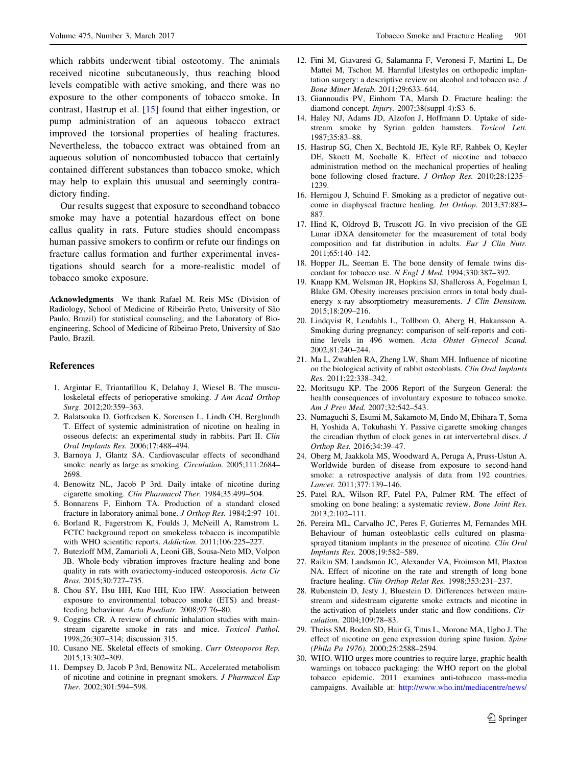which rabbits underwent tibial osteotomy. The animals received nicotine subcutaneously, thus reaching blood levels compatible with active smoking, and there was no exposure to the other components of tobacco smoke. In contrast, Hastrup et al. [15] found that either ingestion, or pump administration of an aqueous tobacco extract improved the torsional properties of healing fractures. Nevertheless, the tobacco extract was obtained from an aqueous solution of noncombusted tobacco that certainly contained different substances than tobacco smoke, which may help to explain this unusual and seemingly contradictory finding.

Our results suggest that exposure to secondhand tobacco smoke may have a potential hazardous effect on bone callus quality in rats. Future studies should encompass human passive smokers to confirm or refute our findings on fracture callus formation and further experimental investigations should search for a more-realistic model of tobacco smoke exposure.

**Acknowledgments** We thank Rafael M. Reis MSc (Division of Radiology, School of Medicine of Ribeirão Preto, University of São Paulo, Brazil) for statistical counseling, and the Laboratory of Bioengineering, School of Medicine of Ribeirao Preto, University of São Paulo, Brazil.

## References

1. Argintar E, Triantafillou K, Delahay J, Wiesel B. The musculoskeletal effects of perioperative smoking. *J Am Acad Orthop Surg*. 2012;20:359–363.
2. Balatsouka D, Gotfredsen K, Sorensen L, Lindh CH, Berglundh T. Effect of systemic administration of nicotine on healing in osseous defects: an experimental study in rabbits. Part II. *Clin Oral Implants Res.* 2006;17:488–494.
3. Barnoya J, Glantz SA. Cardiovascular effects of secondhand smoke: nearly as large as smoking. *Circulation.* 2005;111:2684–2698.
4. Benowitz NL, Jacob P 3rd. Daily intake of nicotine during cigarette smoking. *Clin Pharmacol Ther.* 1984;35:499–504.
5. Bonnarens F, Einhorn TA. Production of a standard closed fracture in laboratory animal bone. *J Orthop Res.* 1984;2:97–101.
6. Borland R, Fagerstrom K, Foulds J, McNeill A, Ramstrom L. FCTC background report on smokeless tobacco is incompatible with WHO scientific reports. *Addiction.* 2011;106:225–227.
7. Butezloff MM, Zamarioli A, Leoni GB, Sousa-Neto MD, Volpon JB. Whole-body vibration improves fracture healing and bone quality in rats with ovariectomy-induced osteoporosis. *Acta Cir Bras.* 2015;30:727–735.
8. Chou SY, Hsu HH, Kuo HH, Kuo HW. Association between exposure to environmental tobacco smoke (ETS) and breastfeeding behaviour. *Acta Paediatr.* 2008;97:76–80.
9. Coggins CR. A review of chronic inhalation studies with mainstream cigarette smoke in rats and mice. *Toxicol Pathol.* 1998;26:307–314; discussion 315.
10. Cusano NE. Skeletal effects of smoking. *Curr Osteoporos Rep.* 2015;13:302–309.
11. Dempsey D, Jacob P 3rd, Benowitz NL. Accelerated metabolism of nicotine and cotinine in pregnant smokers. *J Pharmacol Exp Ther.* 2002;301:594–598.
12. Fini M, Giavaresi G, Salamanna F, Veronesi F, Martini L, De Mattei M, Tschon M. Harmful lifestyles on orthopedic implantation surgery: a descriptive review on alcohol and tobacco use. *J Bone Miner Metab.* 2011;29:633–644.
13. Giannoudis PV, Einhorn TA, Marsh D. Fracture healing: the diamond concept. *Injury.* 2007;38(suppl 4):S3–6.
14. Haley NJ, Adams JD, Alzofon J, Hoffmann D. Uptake of sidestream smoke by Syrian golden hamsters. *Toxicol Lett.* 1987;35:83–88.
15. Hastrup SG, Chen X, Bechtold JE, Kyle RF, Rahbek O, Keyler DE, Skoett M, Soeballe K. Effect of nicotine and tobacco administration method on the mechanical properties of healing bone following closed fracture. *J Orthop Res.* 2010;28:1235–1239.
16. Hernigou J, Schuind F. Smoking as a predictor of negative outcome in diaphyseal fracture healing. *Int Orthop.* 2013;37:883–887.
17. Hind K, Oldroyd B, Truscott JG. In vivo precision of the GE Lunar iDXA densitometer for the measurement of total body composition and fat distribution in adults. *Eur J Clin Nutr.* 2011;65:140–142.
18. Hopper JL, Seeman E. The bone density of female twins discordant for tobacco use. *N Engl J Med.* 1994;330:387–392.
19. Knapp KM, Welsman JR, Hopkins SJ, Shallcross A, Fogelman I, Blake GM. Obesity increases precision errors in total body dual-energy x-ray absorptiometry measurements. *J Clin Densitom.* 2015;18:209–216.
20. Lindqvist R, Lendahls L, Tollbom O, Aberg H, Hakansson A. Smoking during pregnancy: comparison of self-reports and cotinine levels in 496 women. *Acta Obstet Gynecol Scand.* 2002;81:240–244.
21. Ma L, Zwahlen RA, Zheng LW, Sham MH. Influence of nicotine on the biological activity of rabbit osteoblasts. *Clin Oral Implants Res.* 2011;22:338–342.
22. Moritsugu KP. The 2006 Report of the Surgeon General: the health consequences of involuntary exposure to tobacco smoke. *Am J Prev Med.* 2007;32:542–543.
23. Numaguchi S, Esumi M, Sakamoto M, Endo M, Ebihara T, Soma H, Yoshida A, Tokuhashi Y. Passive cigarette smoking changes the circadian rhythm of clock genes in rat intervertebral discs. *J Orthop Res.* 2016;34:39–47.
24. Oberg M, Jaakkola MS, Woodward A, Peruga A, Pruss-Ustun A. Worldwide burden of disease from exposure to second-hand smoke: a retrospective analysis of data from 192 countries. *Lancet.* 2011;377:139–146.
25. Patel RA, Wilson RF, Patel PA, Palmer RM. The effect of smoking on bone healing: a systematic review. *Bone Joint Res.* 2013;2:102–111.
26. Pereira ML, Carvalho JC, Peres F, Gutierres M, Fernandes MH. Behaviour of human osteoblastic cells cultured on plasma-sprayed titanium implants in the presence of nicotine. *Clin Oral Implants Res.* 2008;19:582–589.
27. Raikin SM, Landsman JC, Alexander VA, Froimson MI, Plaxton NA. Effect of nicotine on the rate and strength of long bone fracture healing. *Clin Orthop Relat Res.* 1998;353:231–237.
28. Rubenstein D, Jesty J, Bluestein D. Differences between mainstream and sidestream cigarette smoke extracts and nicotine in the activation of platelets under static and flow conditions. *Circulation.* 2004;109:78–83.
29. Theiss SM, Boden SD, Hair G, Titus L, Morone MA, Ugbo J. The effect of nicotine on gene expression during spine fusion. *Spine (Phila Pa 1976).* 2000;25:2588–2594.
30. WHO. WHO urges more countries to require large, graphic health warnings on tobacco packaging: the WHO report on the global tobacco epidemic, 2011 examines anti-tobacco mass-media campaigns. Available at: http://www.who.int/mediacentre/news/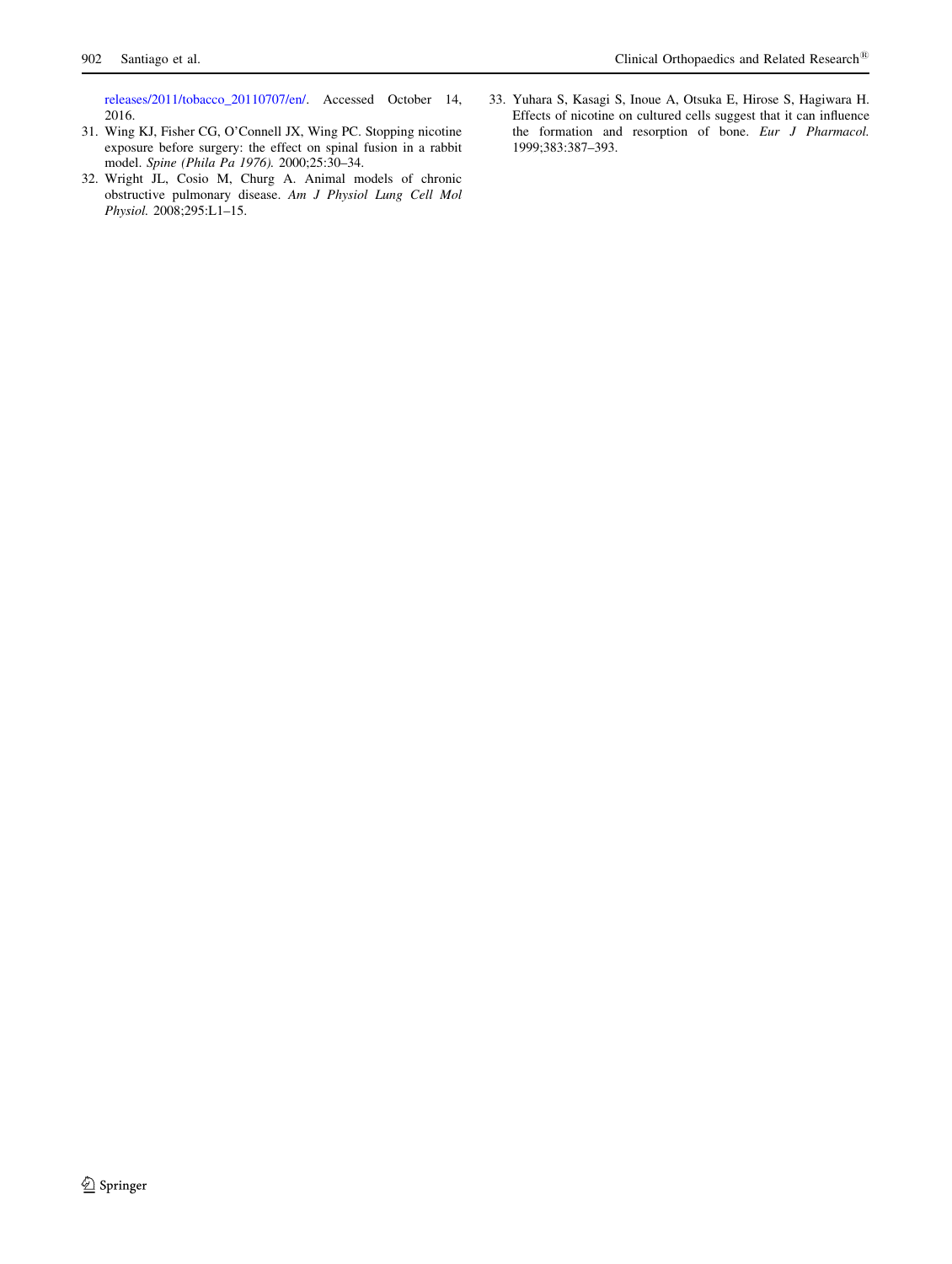releases/2011/tobacco_20110707/en/. Accessed October 14, 2016.

31. Wing KJ, Fisher CG, O'Connell JX, Wing PC. Stopping nicotine exposure before surgery: the effect on spinal fusion in a rabbit model. *Spine (Phila Pa 1976).* 2000;25:30–34.
32. Wright JL, Cosio M, Churg A. Animal models of chronic obstructive pulmonary disease. *Am J Physiol Lung Cell Mol Physiol.* 2008;295:L1–15.
33. Yuhara S, Kasagi S, Inoue A, Otsuka E, Hirose S, Hagiwara H. Effects of nicotine on cultured cells suggest that it can influence the formation and resorption of bone. *Eur J Pharmacol.* 1999;383:387–393.